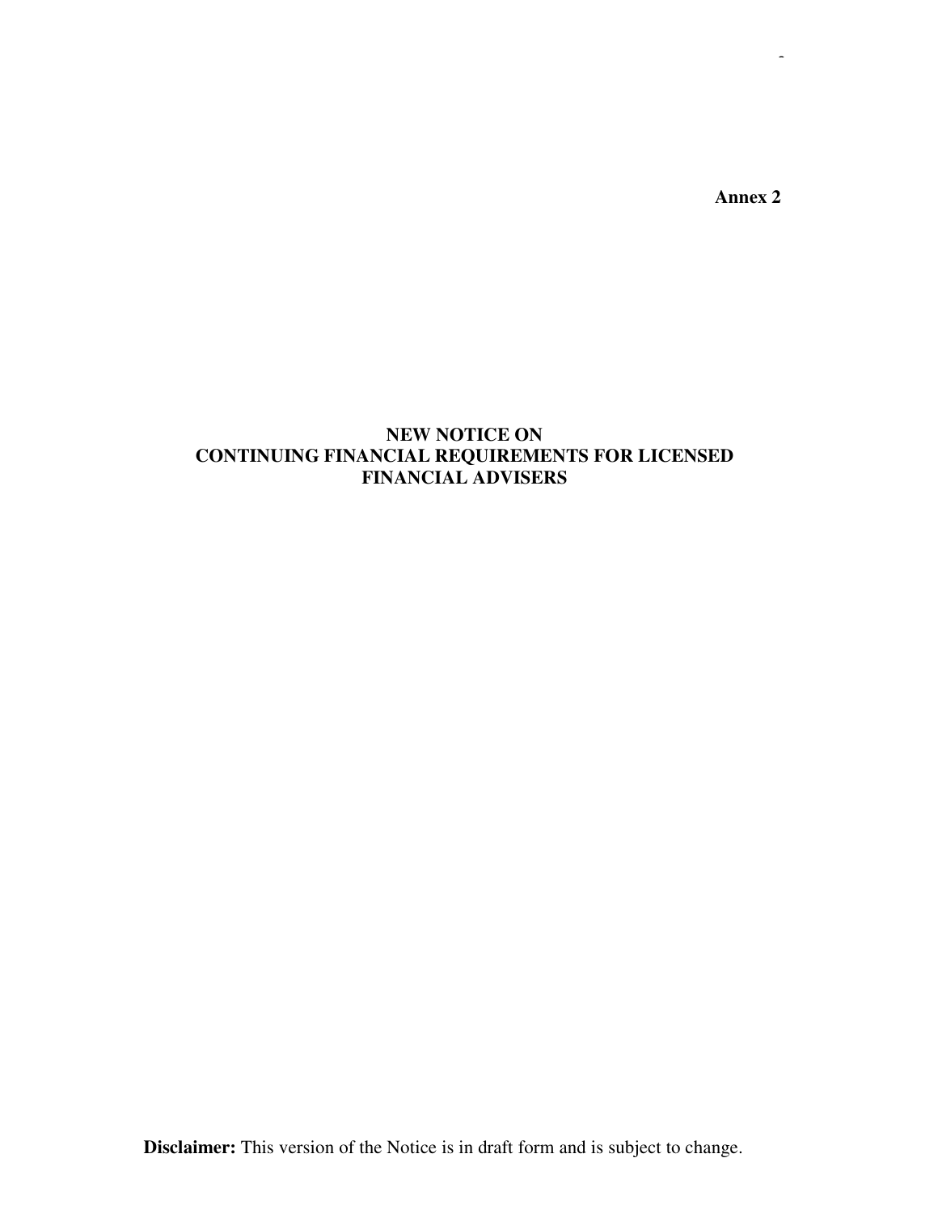**Annex 2**

# NEW NOTICE ON CONTINUING FINANCIAL REQUIREMENTS FOR LICENSED FINANCIAL ADVISERS

**Disclaimer:** This version of the Notice is in draft form and is subject to change.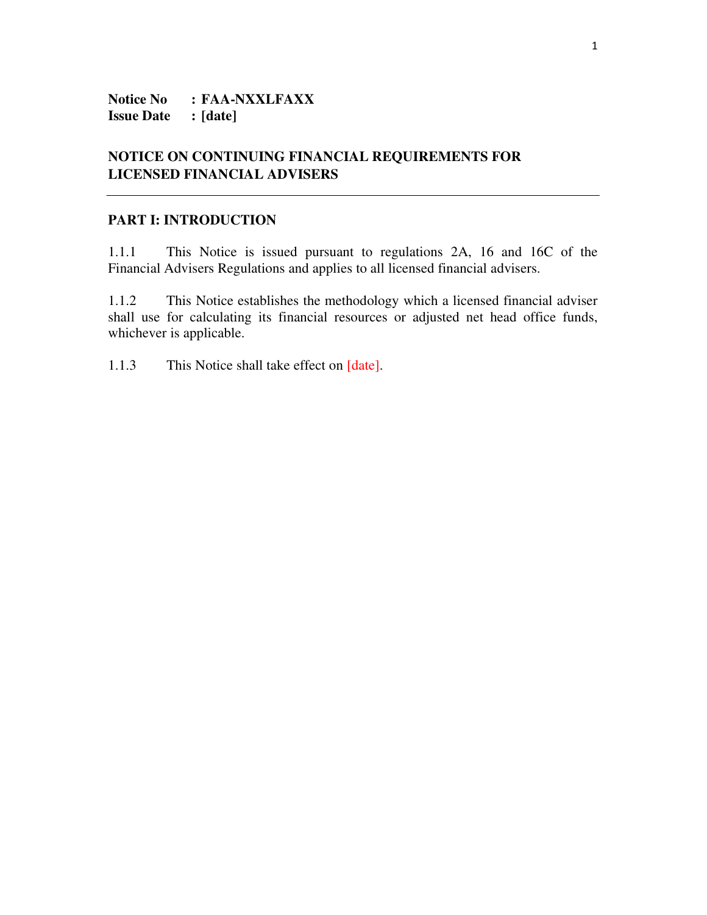**Notice No : FAA-NXXLFAXX**
**Issue Date : [date]**

# NOTICE ON CONTINUING FINANCIAL REQUIREMENTS FOR LICENSED FINANCIAL ADVISERS

---

## PART I: INTRODUCTION

1.1.1 This Notice is issued pursuant to regulations 2A, 16 and 16C of the Financial Advisers Regulations and applies to all licensed financial advisers.

1.1.2 This Notice establishes the methodology which a licensed financial adviser shall use for calculating its financial resources or adjusted net head office funds, whichever is applicable.

1.1.3 This Notice shall take effect on [date].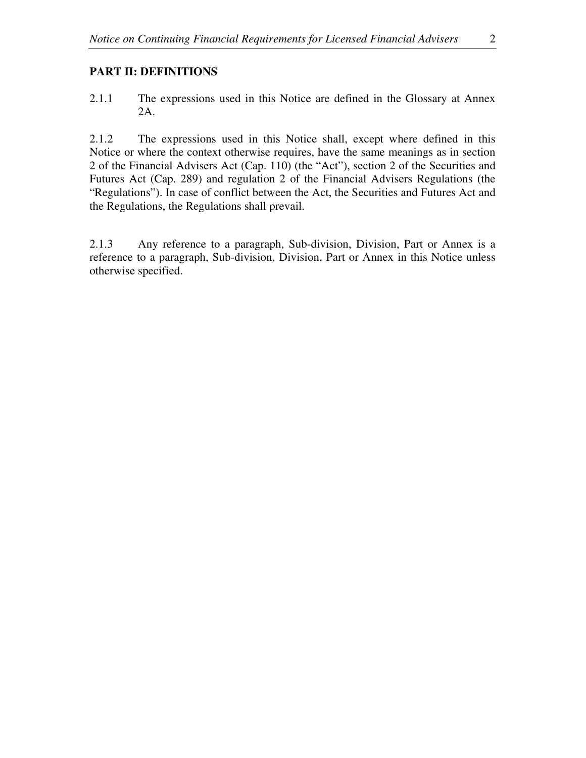## PART II: DEFINITIONS

2.1.1 The expressions used in this Notice are defined in the Glossary at Annex 2A.

2.1.2 The expressions used in this Notice shall, except where defined in this Notice or where the context otherwise requires, have the same meanings as in section 2 of the Financial Advisers Act (Cap. 110) (the "Act"), section 2 of the Securities and Futures Act (Cap. 289) and regulation 2 of the Financial Advisers Regulations (the "Regulations"). In case of conflict between the Act, the Securities and Futures Act and the Regulations, the Regulations shall prevail.

2.1.3 Any reference to a paragraph, Sub-division, Division, Part or Annex is a reference to a paragraph, Sub-division, Division, Part or Annex in this Notice unless otherwise specified.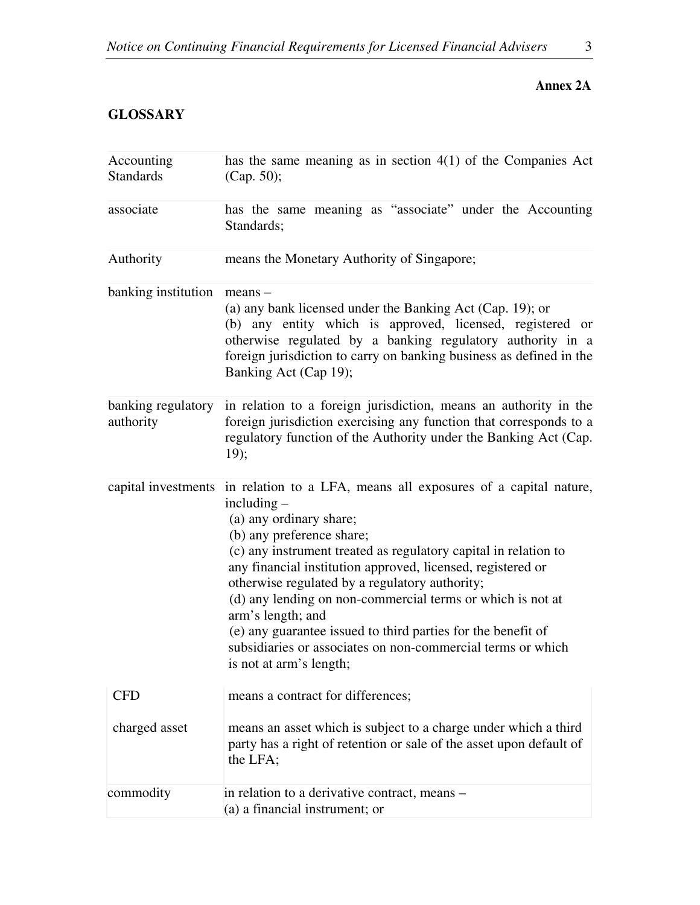**Annex 2A**

**GLOSSARY**

| | |
|---|---|
| Accounting Standards | has the same meaning as in section 4(1) of the Companies Act (Cap. 50); |
| associate | has the same meaning as "associate" under the Accounting Standards; |
| Authority | means the Monetary Authority of Singapore; |
| banking institution | means –<br>(a) any bank licensed under the Banking Act (Cap. 19); or<br>(b) any entity which is approved, licensed, registered or otherwise regulated by a banking regulatory authority in a foreign jurisdiction to carry on banking business as defined in the Banking Act (Cap 19); |
| banking regulatory authority | in relation to a foreign jurisdiction, means an authority in the foreign jurisdiction exercising any function that corresponds to a regulatory function of the Authority under the Banking Act (Cap. 19); |
| capital investments | in relation to a LFA, means all exposures of a capital nature, including –<br>(a) any ordinary share;<br>(b) any preference share;<br>(c) any instrument treated as regulatory capital in relation to any financial institution approved, licensed, registered or otherwise regulated by a regulatory authority;<br>(d) any lending on non-commercial terms or which is not at arm's length; and<br>(e) any guarantee issued to third parties for the benefit of subsidiaries or associates on non-commercial terms or which is not at arm's length; |
| CFD | means a contract for differences; |
| charged asset | means an asset which is subject to a charge under which a third party has a right of retention or sale of the asset upon default of the LFA; |
| commodity | in relation to a derivative contract, means –<br>(a) a financial instrument; or |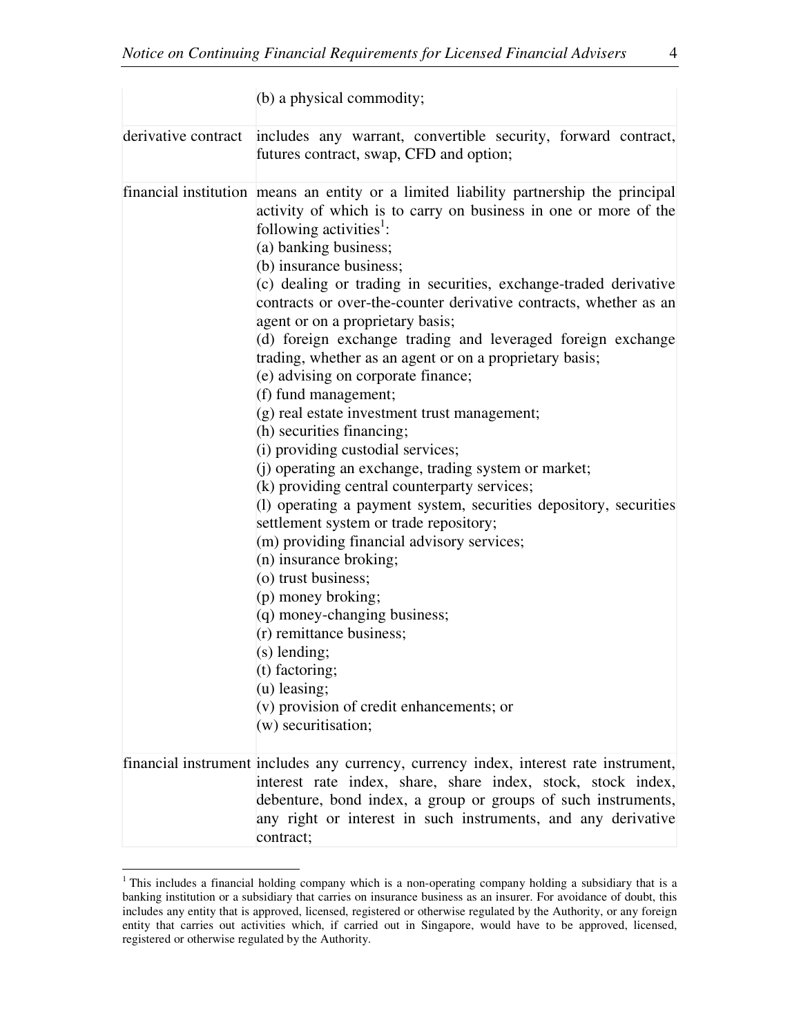| | |
|---|---|
| | (b) a physical commodity; |
| derivative contract | includes any warrant, convertible security, forward contract, futures contract, swap, CFD and option; |
| financial institution | means an entity or a limited liability partnership the principal activity of which is to carry on business in one or more of the following activities[1]:<br>(a) banking business;<br>(b) insurance business;<br>(c) dealing or trading in securities, exchange-traded derivative contracts or over-the-counter derivative contracts, whether as an agent or on a proprietary basis;<br>(d) foreign exchange trading and leveraged foreign exchange trading, whether as an agent or on a proprietary basis;<br>(e) advising on corporate finance;<br>(f) fund management;<br>(g) real estate investment trust management;<br>(h) securities financing;<br>(i) providing custodial services;<br>(j) operating an exchange, trading system or market;<br>(k) providing central counterparty services;<br>(l) operating a payment system, securities depository, securities settlement system or trade repository;<br>(m) providing financial advisory services;<br>(n) insurance broking;<br>(o) trust business;<br>(p) money broking;<br>(q) money-changing business;<br>(r) remittance business;<br>(s) lending;<br>(t) factoring;<br>(u) leasing;<br>(v) provision of credit enhancements; or<br>(w) securitisation; |
| financial instrument | includes any currency, currency index, interest rate instrument, interest rate index, share, share index, stock, stock index, debenture, bond index, a group or groups of such instruments, any right or interest in such instruments, and any derivative contract; |

[1] This includes a financial holding company which is a non-operating company holding a subsidiary that is a banking institution or a subsidiary that carries on insurance business as an insurer. For avoidance of doubt, this includes any entity that is approved, licensed, registered or otherwise regulated by the Authority, or any foreign entity that carries out activities which, if carried out in Singapore, would have to be approved, licensed, registered or otherwise regulated by the Authority.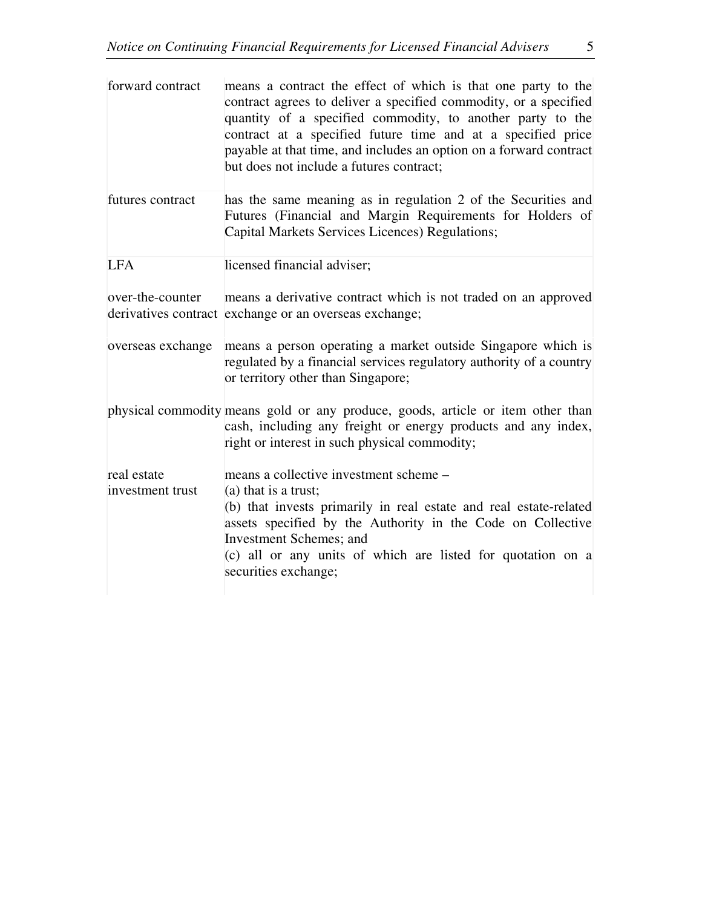| | |
|---|---|
| forward contract | means a contract the effect of which is that one party to the contract agrees to deliver a specified commodity, or a specified quantity of a specified commodity, to another party to the contract at a specified future time and at a specified price payable at that time, and includes an option on a forward contract but does not include a futures contract; |
| futures contract | has the same meaning as in regulation 2 of the Securities and Futures (Financial and Margin Requirements for Holders of Capital Markets Services Licences) Regulations; |
| LFA | licensed financial adviser; |
| over-the-counter derivatives contract | means a derivative contract which is not traded on an approved exchange or an overseas exchange; |
| overseas exchange | means a person operating a market outside Singapore which is regulated by a financial services regulatory authority of a country or territory other than Singapore; |
| physical commodity | means gold or any produce, goods, article or item other than cash, including any freight or energy products and any index, right or interest in such physical commodity; |
| real estate investment trust | means a collective investment scheme – <br>(a) that is a trust; <br>(b) that invests primarily in real estate and real estate-related assets specified by the Authority in the Code on Collective Investment Schemes; and <br>(c) all or any units of which are listed for quotation on a securities exchange; |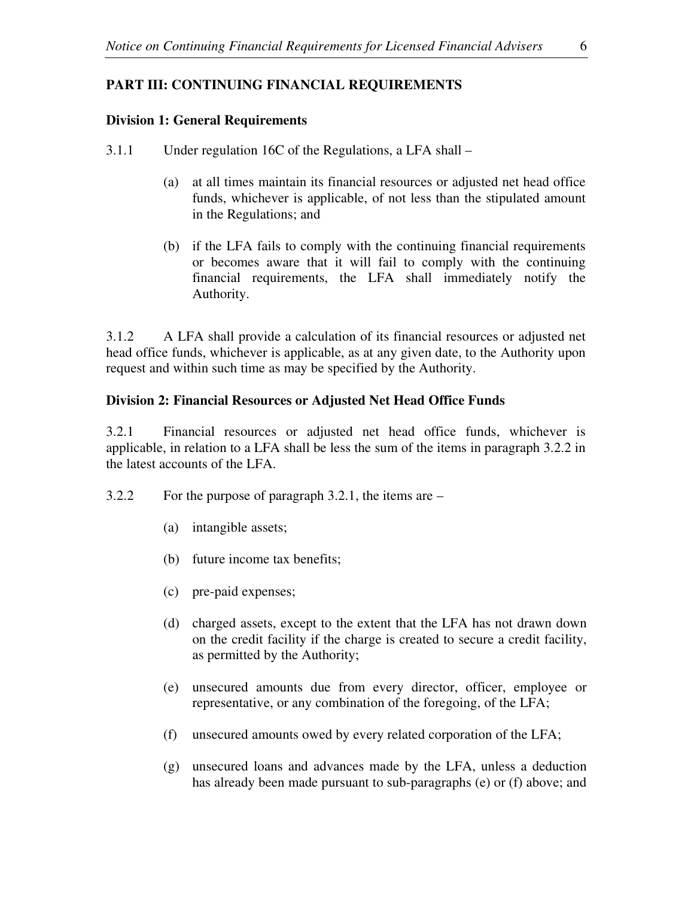## PART III: CONTINUING FINANCIAL REQUIREMENTS

### Division 1: General Requirements

3.1.1 Under regulation 16C of the Regulations, a LFA shall –

(a) at all times maintain its financial resources or adjusted net head office funds, whichever is applicable, of not less than the stipulated amount in the Regulations; and

(b) if the LFA fails to comply with the continuing financial requirements or becomes aware that it will fail to comply with the continuing financial requirements, the LFA shall immediately notify the Authority.

3.1.2 A LFA shall provide a calculation of its financial resources or adjusted net head office funds, whichever is applicable, as at any given date, to the Authority upon request and within such time as may be specified by the Authority.

### Division 2: Financial Resources or Adjusted Net Head Office Funds

3.2.1 Financial resources or adjusted net head office funds, whichever is applicable, in relation to a LFA shall be less the sum of the items in paragraph 3.2.2 in the latest accounts of the LFA.

3.2.2 For the purpose of paragraph 3.2.1, the items are –

(a) intangible assets;

(b) future income tax benefits;

(c) pre-paid expenses;

(d) charged assets, except to the extent that the LFA has not drawn down on the credit facility if the charge is created to secure a credit facility, as permitted by the Authority;

(e) unsecured amounts due from every director, officer, employee or representative, or any combination of the foregoing, of the LFA;

(f) unsecured amounts owed by every related corporation of the LFA;

(g) unsecured loans and advances made by the LFA, unless a deduction has already been made pursuant to sub-paragraphs (e) or (f) above; and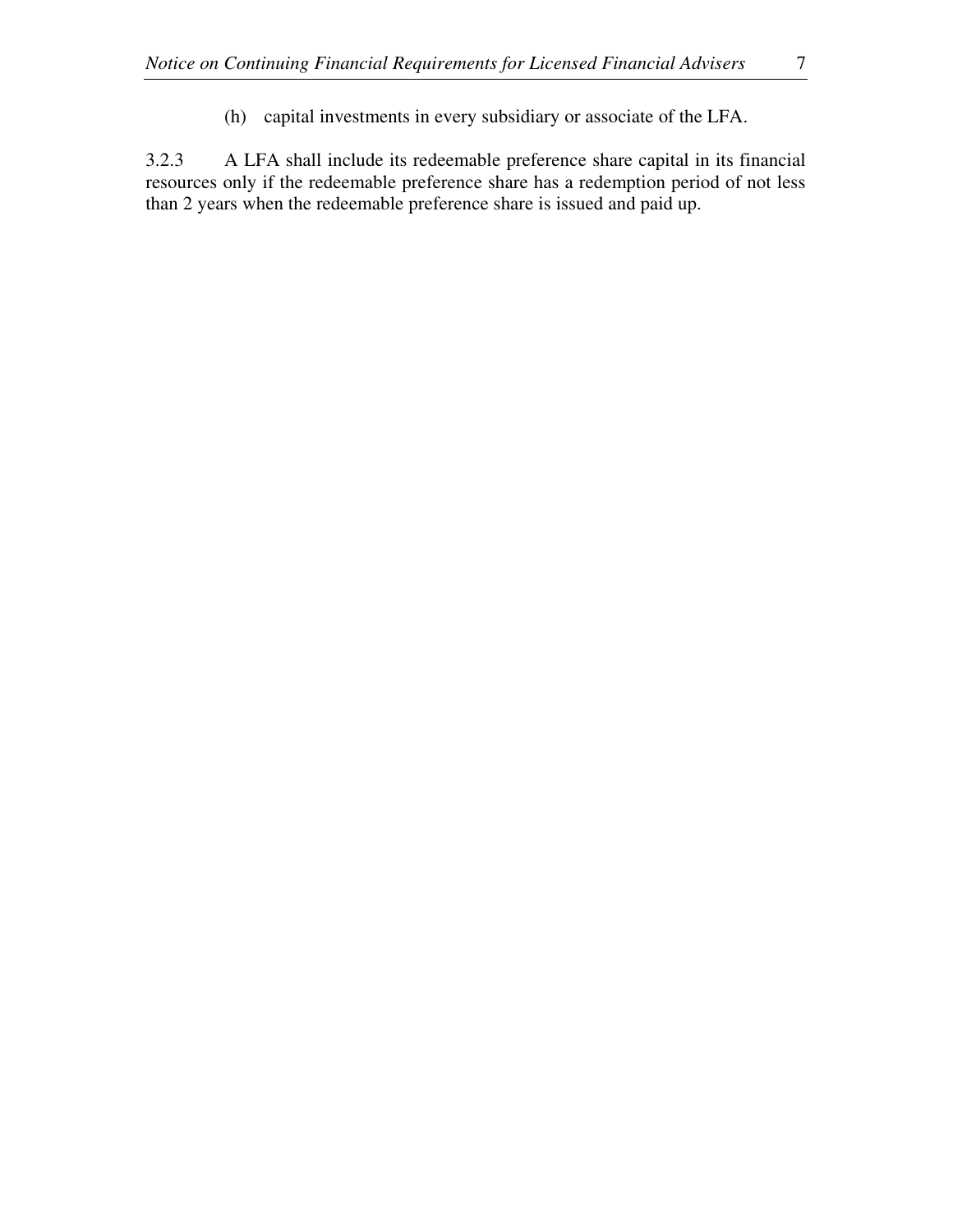(h) capital investments in every subsidiary or associate of the LFA.

3.2.3 A LFA shall include its redeemable preference share capital in its financial resources only if the redeemable preference share has a redemption period of not less than 2 years when the redeemable preference share is issued and paid up.